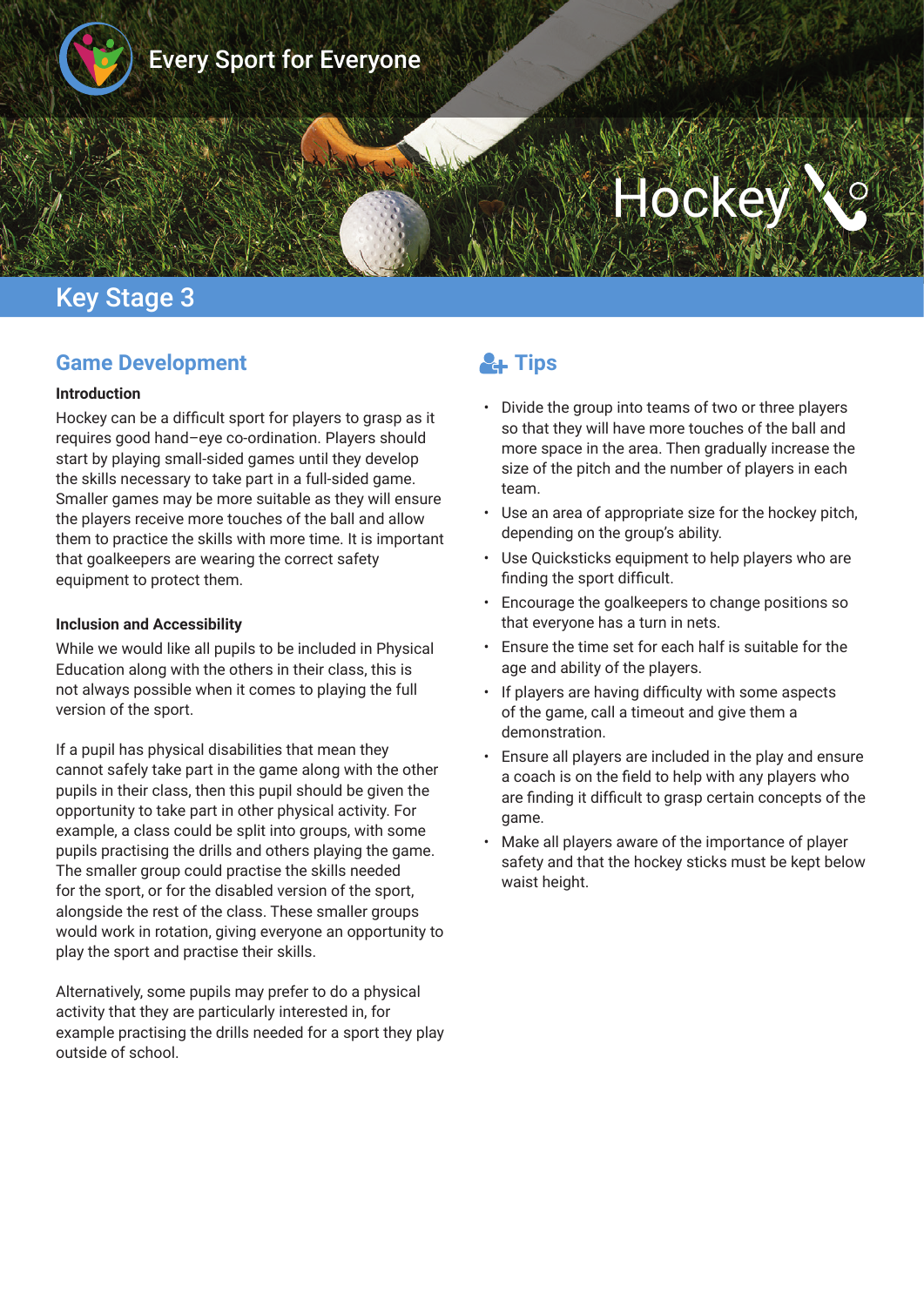Every Sport for Everyone

# Hockey

## Key Stage 3

### Game Development

**Introduction**

Hockey can be a difficult sport for players to grasp as it requires good hand–eye co-ordination. Players should start by playing small-sided games until they develop the skills necessary to take part in a full-sided game. Smaller games may be more suitable as they will ensure the players receive more touches of the ball and allow them to practice the skills with more time. It is important that goalkeepers are wearing the correct safety equipment to protect them.

**Inclusion and Accessibility**

While we would like all pupils to be included in Physical Education along with the others in their class, this is not always possible when it comes to playing the full version of the sport.

If a pupil has physical disabilities that mean they cannot safely take part in the game along with the other pupils in their class, then this pupil should be given the opportunity to take part in other physical activity. For example, a class could be split into groups, with some pupils practising the drills and others playing the game. The smaller group could practise the skills needed for the sport, or for the disabled version of the sport, alongside the rest of the class. These smaller groups would work in rotation, giving everyone an opportunity to play the sport and practise their skills.

Alternatively, some pupils may prefer to do a physical activity that they are particularly interested in, for example practising the drills needed for a sport they play outside of school.

### Tips

- Divide the group into teams of two or three players so that they will have more touches of the ball and more space in the area. Then gradually increase the size of the pitch and the number of players in each team.
- Use an area of appropriate size for the hockey pitch, depending on the group's ability.
- Use Quicksticks equipment to help players who are finding the sport difficult.
- Encourage the goalkeepers to change positions so that everyone has a turn in nets.
- Ensure the time set for each half is suitable for the age and ability of the players.
- If players are having difficulty with some aspects of the game, call a timeout and give them a demonstration.
- Ensure all players are included in the play and ensure a coach is on the field to help with any players who are finding it difficult to grasp certain concepts of the game.
- Make all players aware of the importance of player safety and that the hockey sticks must be kept below waist height.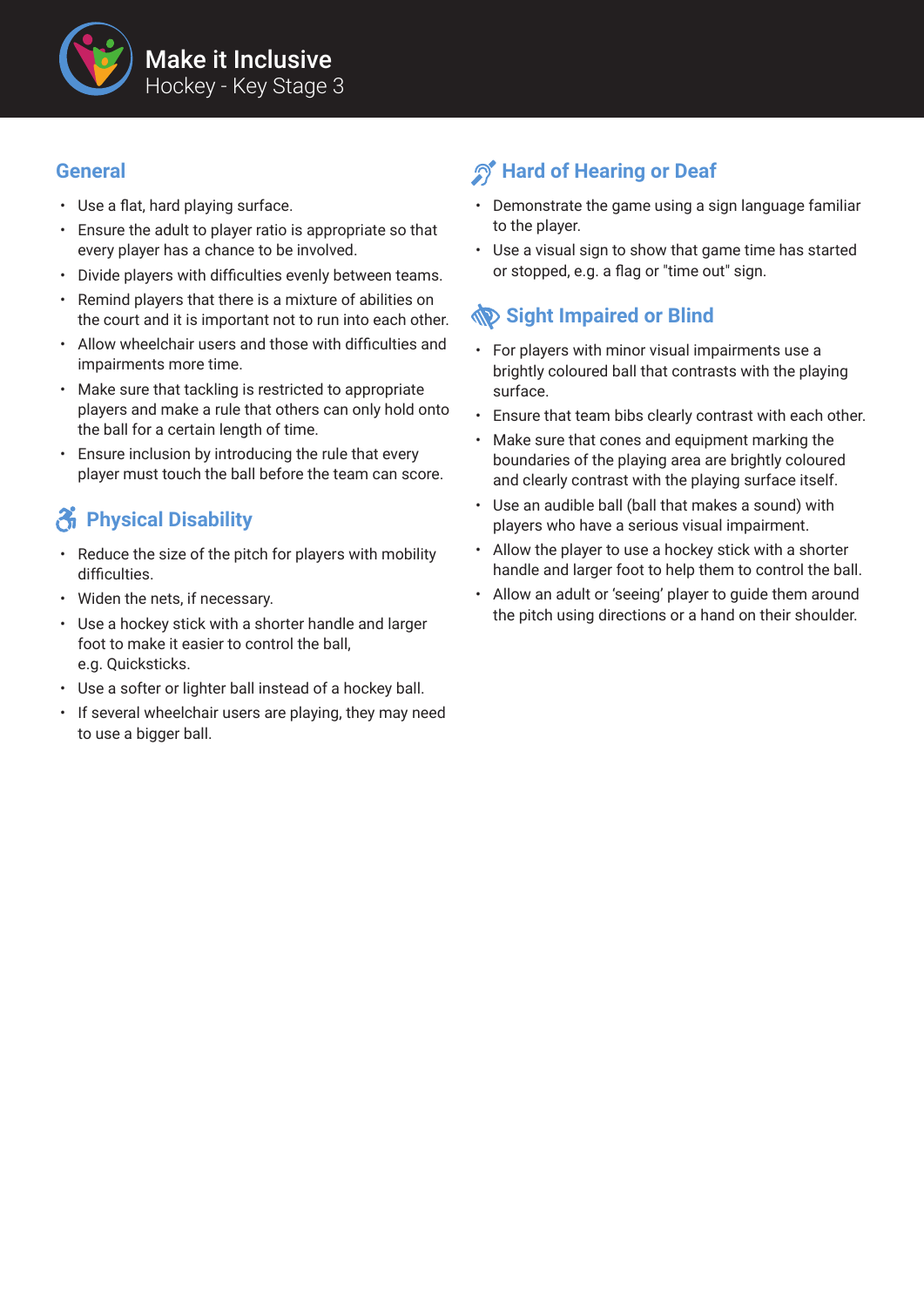# Make it Inclusive

Hockey - Key Stage 3

## General

- Use a flat, hard playing surface.
- Ensure the adult to player ratio is appropriate so that every player has a chance to be involved.
- Divide players with difficulties evenly between teams.
- Remind players that there is a mixture of abilities on the court and it is important not to run into each other.
- Allow wheelchair users and those with difficulties and impairments more time.
- Make sure that tackling is restricted to appropriate players and make a rule that others can only hold onto the ball for a certain length of time.
- Ensure inclusion by introducing the rule that every player must touch the ball before the team can score.

## Physical Disability

- Reduce the size of the pitch for players with mobility difficulties.
- Widen the nets, if necessary.
- Use a hockey stick with a shorter handle and larger foot to make it easier to control the ball, e.g. Quicksticks.
- Use a softer or lighter ball instead of a hockey ball.
- If several wheelchair users are playing, they may need to use a bigger ball.

## Hard of Hearing or Deaf

- Demonstrate the game using a sign language familiar to the player.
- Use a visual sign to show that game time has started or stopped, e.g. a flag or "time out" sign.

## Sight Impaired or Blind

- For players with minor visual impairments use a brightly coloured ball that contrasts with the playing surface.
- Ensure that team bibs clearly contrast with each other.
- Make sure that cones and equipment marking the boundaries of the playing area are brightly coloured and clearly contrast with the playing surface itself.
- Use an audible ball (ball that makes a sound) with players who have a serious visual impairment.
- Allow the player to use a hockey stick with a shorter handle and larger foot to help them to control the ball.
- Allow an adult or 'seeing' player to guide them around the pitch using directions or a hand on their shoulder.